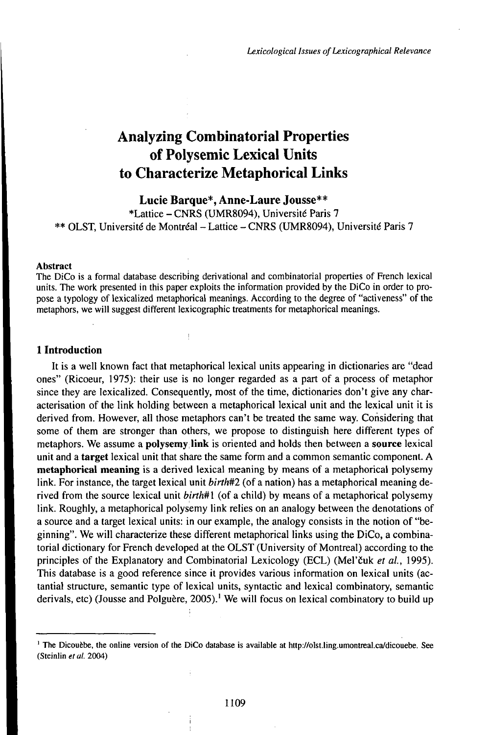# Analyzing Combinatorial Properties of Polysemic Lexical Units to Characterize Metaphorical Links

**Lucie Barque\*, Anne-Laure Jousse\*\***

\*Lattice – CNRS (UMR8094), Université Paris 7

\*\* OLST, Université de Montréal – Lattice – CNRS (UMR8094), Université Paris 7

#### Abstract

The DiCo is a formal database describing derivational and combinatorial properties of French lexical units. The work presented in this paper exploits the information provided by the DiCo in order to propose a typology of lexicalized metaphorical meanings. According to the degree of "activeness" of the metaphors, we will suggest different lexicographic treatments for metaphorical meanings.

## 1 Introduction

It is a well known fact that metaphorical lexical units appearing in dictionaries are "dead ones" (Ricoeur, 1975): their use is no longer regarded as a part of a process of metaphor since they are lexicalized. Consequently, most of the time, dictionaries don't give any characterisation of the link holding between a metaphorical lexical unit and the lexical unit it is derived from. However, all those metaphors can't be treated the same way. Considering that some of them are stronger than others, we propose to distinguish here different types of metaphors. We assume a **polysemy link** is oriented and holds then between a **source** lexical unit and a **target** lexical unit that share the same form and a common semantic component. A **metaphorical meaning** is a derived lexical meaning by means of a metaphorical polysemy link. For instance, the target lexical unit *birth*#2 (of a nation) has a metaphorical meaning derived from the source lexical unit *birth*#1 (of a child) by means of a metaphorical polysemy link. Roughly, a metaphorical polysemy link relies on an analogy between the denotations of a source and a target lexical units: in our example, the analogy consists in the notion of "beginning". We will characterize these different metaphorical links using the DiCo, a combinatorial dictionary for French developed at the OLST (University of Montreal) according to the principles of the Explanatory and Combinatorial Lexicology (ECL) (Mel'čuk *et al.*, 1995). This database is a good reference since it provides various information on lexical units (actantial structure, semantic type of lexical units, syntactic and lexical combinatory, semantic derivals, etc) (Jousse and Polguère, 2005).[1] We will focus on lexical combinatory to build up

[1] The Dicouèbe, the online version of the DiCo database is available at http://olst.ling.umontreal.ca/dicouebe. See (Steinlin *et al.* 2004)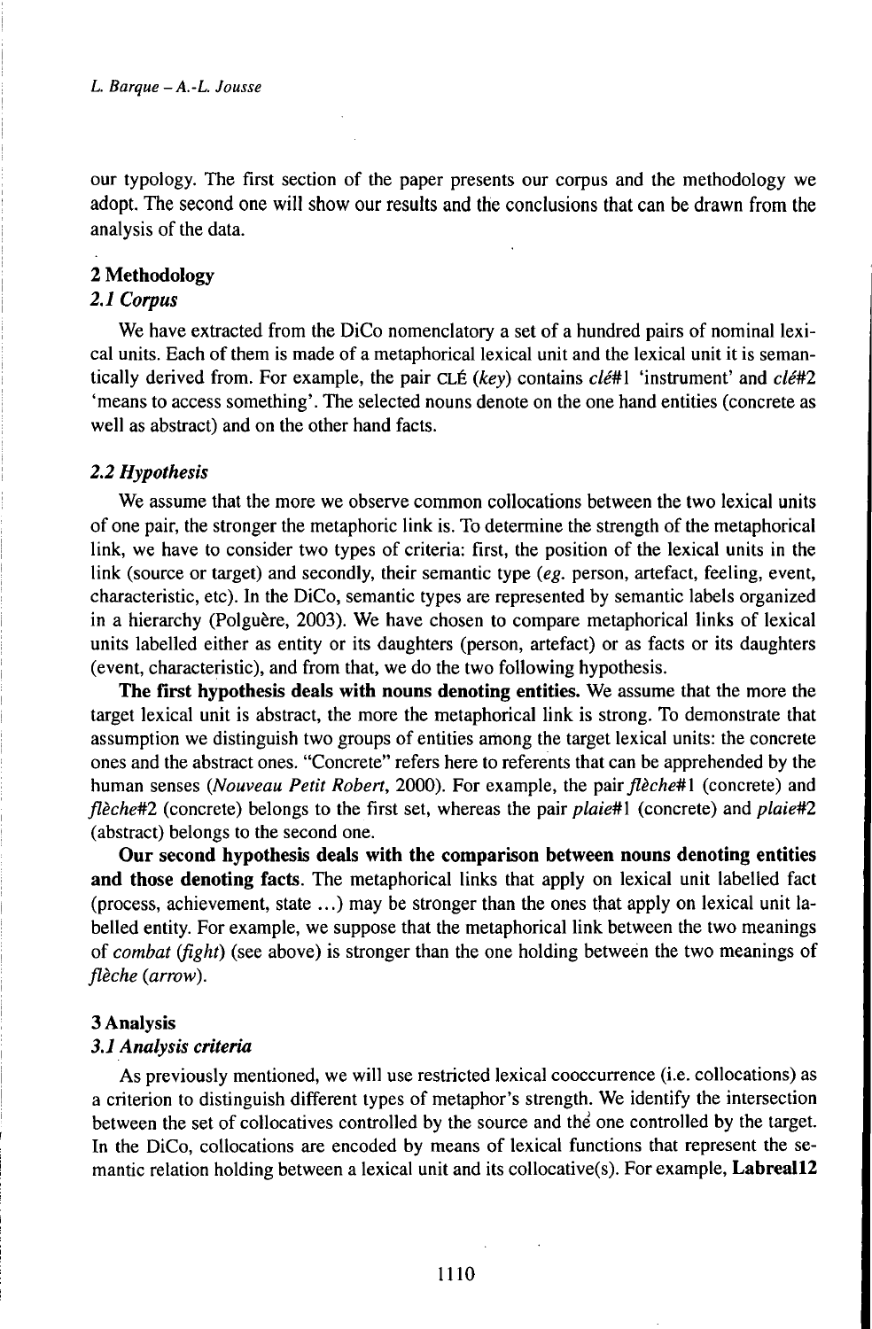our typology. The first section of the paper presents our corpus and the methodology we adopt. The second one will show our results and the conclusions that can be drawn from the analysis of the data.

## 2 Methodology

### *2.1 Corpus*

We have extracted from the DiCo nomenclatory a set of a hundred pairs of nominal lexical units. Each of them is made of a metaphorical lexical unit and the lexical unit it is semantically derived from. For example, the pair CLÉ (*key*) contains *clé*#1 'instrument' and *clé*#2 'means to access something'. The selected nouns denote on the one hand entities (concrete as well as abstract) and on the other hand facts.

### *2.2 Hypothesis*

We assume that the more we observe common collocations between the two lexical units of one pair, the stronger the metaphoric link is. To determine the strength of the metaphorical link, we have to consider two types of criteria: first, the position of the lexical units in the link (source or target) and secondly, their semantic type (*eg.* person, artefact, feeling, event, characteristic, etc). In the DiCo, semantic types are represented by semantic labels organized in a hierarchy (Polguère, 2003). We have chosen to compare metaphorical links of lexical units labelled either as entity or its daughters (person, artefact) or as facts or its daughters (event, characteristic), and from that, we do the two following hypothesis.

**The first hypothesis deals with nouns denoting entities.** We assume that the more the target lexical unit is abstract, the more the metaphorical link is strong. To demonstrate that assumption we distinguish two groups of entities among the target lexical units: the concrete ones and the abstract ones. "Concrete" refers here to referents that can be apprehended by the human senses (*Nouveau Petit Robert*, 2000). For example, the pair *flèche*#1 (concrete) and *flèche*#2 (concrete) belongs to the first set, whereas the pair *plaie*#1 (concrete) and *plaie*#2 (abstract) belongs to the second one.

**Our second hypothesis deals with the comparison between nouns denoting entities and those denoting facts**. The metaphorical links that apply on lexical unit labelled fact (process, achievement, state …) may be stronger than the ones that apply on lexical unit labelled entity. For example, we suppose that the metaphorical link between the two meanings of *combat* (*fight*) (see above) is stronger than the one holding between the two meanings of *flèche* (*arrow*).

## 3 Analysis

### *3.1 Analysis criteria*

As previously mentioned, we will use restricted lexical cooccurrence (i.e. collocations) as a criterion to distinguish different types of metaphor's strength. We identify the intersection between the set of collocatives controlled by the source and the one controlled by the target. In the DiCo, collocations are encoded by means of lexical functions that represent the semantic relation holding between a lexical unit and its collocative(s). For example, **Labreal12**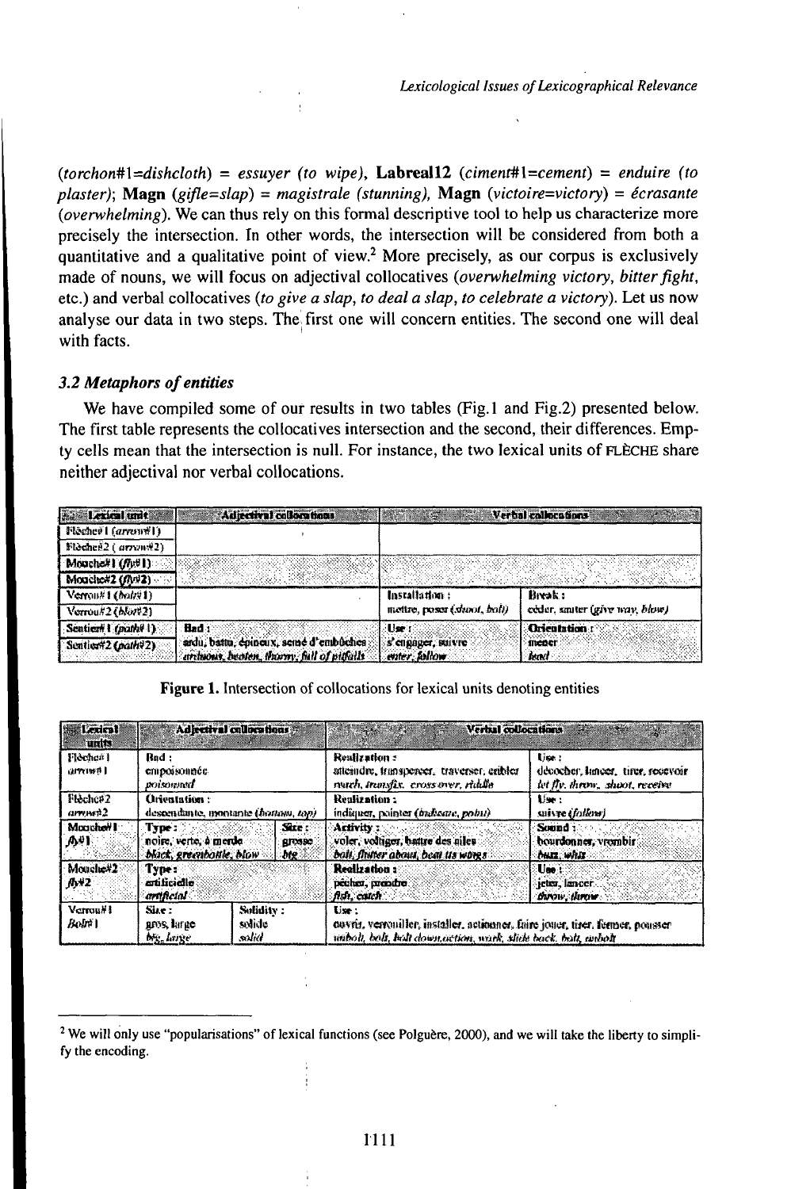(*torchon#1=dishcloth*) = *essuyer (to wipe)*, **Labreal12** (*ciment#1=cement*) = *enduire (to plaster)*; **Magn** (*gifle=slap*) = *magistrale (stunning)*, **Magn** (*victoire=victory*) = *écrasante (overwhelming)*. We can thus rely on this formal descriptive tool to help us characterize more precisely the intersection. In other words, the intersection will be considered from both a quantitative and a qualitative point of view.[2] More precisely, as our corpus is exclusively made of nouns, we will focus on adjectival collocatives (*overwhelming victory, bitter fight*, etc.) and verbal collocatives (*to give a slap, to deal a slap, to celebrate a victory*). Let us now analyse our data in two steps. The first one will concern entities. The second one will deal with facts.

### 3.2 Metaphors of entities

We have compiled some of our results in two tables (Fig.1 and Fig.2) presented below. The first table represents the collocatives intersection and the second, their differences. Empty cells mean that the intersection is null. For instance, the two lexical units of FLÈCHE share neither adjectival nor verbal collocations.

| Lexical unit | Adjectival collocations | Verbal collocations | |
|---|---|---|---|
| Flèche#1 (*arrow#1*) | | | |
| Flèche#2 (*arrow#2*) | | | |
| Mouche#1 (*fly#1*) | | | |
| Mouche#2 (*fly#2*) | | | |
| Verrou#1 (*bolt#1*) | | **Installation :** mettre, poser (*shoot, bolt*) | **Break :** céder, sauter (*give way, blow*) |
| Verrou#2 (*bolt#2*) | | | |
| Sentier#1 (*path#1*) | **Bad :** ardu, battu, épineux, semé d'embûches *arduous, beaten, thorny, full of pitfalls* | **Use :** s'engager, suivre *enter, follow* | **Orientation :** mener *lead* |
| Sentier#2 (*path#2*) | | | |

**Figure 1.** Intersection of collocations for lexical units denoting entities

| Lexical units | Adjectival collocations | | Verbal collocations | |
|---|---|---|---|---|
| Flèche#1 *arrow#1* | **Bad :** empoisonnée *poisoned* | | **Realization :** atteindre, transpercer, traverser, cribler *reach, transfix, cross over, riddle* | **Use :** décocher, lancer, tirer, recevoir *let fly, throw, shoot, receive* |
| Flèche#2 *arrow#2* | **Orientation :** descendante, montante (*bottom, top*) | | **Realization :** indiquer, pointer (*indicate, point*) | **Use :** suivre (*follow*) |
| Mouche#1 *fly#1* | **Type :** noire, verte, à merde *black, greenbottle, blow* | **Size :** grosse *big* | **Activity :** voler, voltiger, battre des ailes *bolt, flutter about, beat its wings* | **Sound :** bourdonner, vrombir *buzz, whiz* |
| Mouche#2 *fly#2* | **Type :** artificielle *artificial* | | **Realization :** pêcher, prendre *fish, catch* | **Use :** jeter, lancer *throw, throw* |
| Verrou#1 *Bolt#1* | **Size :** gros, large *big, large* | **Solidity :** solide *solid* | **Use :** ouvrir, verrouiller, installer, actionner, faire jouer, tirer, fermer, pousser *unbolt, bolt, bolt down, action, work, slide back, bolt, unbolt* | |

[2] We will only use "popularisations" of lexical functions (see Polguère, 2000), and we will take the liberty to simplify the encoding.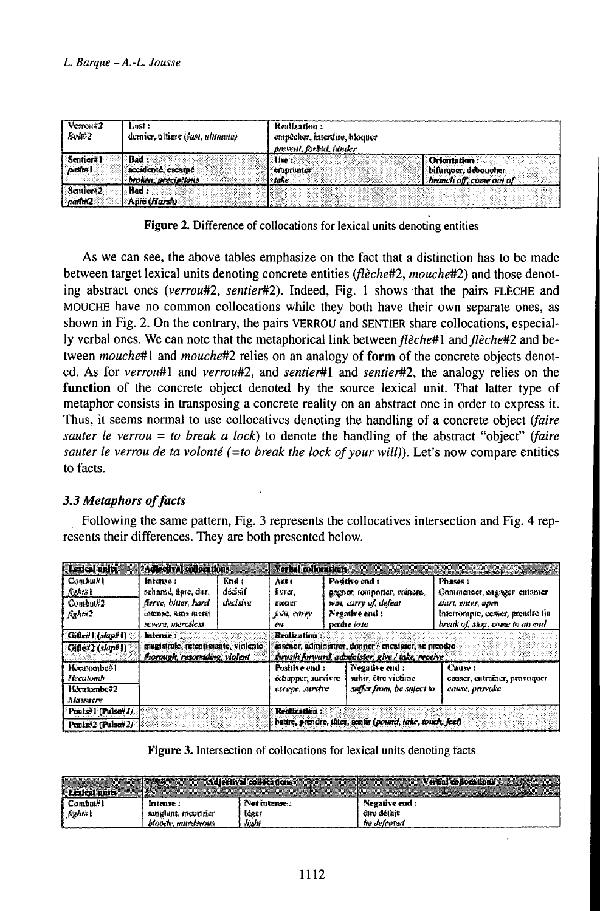| Verrou#2 *bolt#2* | Last : dernier, ultime (*last, ultimate*) | Realization : empêcher, interdire, bloquer *prevent, forbid, hinder* | |
|---|---|---|---|
| Sentier#1 *path#1* | Bad : accidenté, escarpé *broken, precipitous* | Use : emprunter *take* | Orientation : bifurquer, déboucher *branch off, come out of* |
| Sentier#2 *path#2* | Bad : Âpre (*Harsh*) | | |

**Figure 2.** Difference of collocations for lexical units denoting entities

As we can see, the above tables emphasize on the fact that a distinction has to be made between target lexical units denoting concrete entities (*flèche*#2, *mouche*#2) and those denoting abstract ones (*verrou*#2, *sentier*#2). Indeed, Fig. 1 shows that the pairs FLÈCHE and MOUCHE have no common collocations while they both have their own separate ones, as shown in Fig. 2. On the contrary, the pairs VERROU and SENTIER share collocations, especially verbal ones. We can note that the metaphorical link between *flèche*#1 and *flèche*#2 and between *mouche*#1 and *mouche*#2 relies on an analogy of **form** of the concrete objects denoted. As for *verrou*#1 and *verrou*#2, and *sentier*#1 and *sentier*#2, the analogy relies on the **function** of the concrete object denoted by the source lexical unit. That latter type of metaphor consists in transposing a concrete reality on an abstract one in order to express it. Thus, it seems normal to use collocatives denoting the handling of a concrete object (*faire sauter le verrou = to break a lock*) to denote the handling of the abstract "object" (*faire sauter le verrou de ta volonté (=to break the lock of your will)*). Let's now compare entities to facts.

### 3.3 Metaphors of facts

Following the same pattern, Fig. 3 represents the collocatives intersection and Fig. 4 represents their differences. They are both presented below.

| Lexical units | Adjectival collocations | | Verbal collocations | | |
|---|---|---|---|---|---|
| Combat#1 *fight#1* / Combat#2 *fight#2* | Intense : acharné, âpre, dur, féroce, intense, sans merci *fierce, bitter, hard, severe, merciless* | End : décisif *decisive* | Act : livrer, mener *join, carry on* | Positive end : gagner, remporter, vaincre, *win, carry of, defeat* Negative end : perdre *lose* | Phases : Commencer, engager, entamer *start, enter, open* Interrompre, cesser, prendre fin *break of, stop, come to an end* |
| Gifle#1 (*slap#1*) / Gifle#2 (*slap#1*) | Intense : magistrale, retentissante, violente *thorough, resounding, violent* | | Realization : assèner, administrer, donner / encaisser, se prendre *thrush forward, administer, give / take, receive* | | |
| Hécatombe#1 *Hecatomb* / Hécatombe#2 *Massacre* | | | Positive end : échapper, survivre *escape, survive* | Negative end : subir, être victime *suffer from, be subject to* | Cause : causer, entraîner, provoquer *cause, provoke* |
| Pouls#1 (*Pulse#1*) / Pouls#2 (*Pulse#2*) | | | Realization : battre, prendre, tâter, sentir (*pound, take, touch, feel*) | | |

**Figure 3.** Intersection of collocations for lexical units denoting facts

| Lexical units | Adjectival collocations | | Verbal collocations |
|---|---|---|---|
| Combat#1 *fight#1* | Intense : sanglant, meurtrier *bloody, murderous* | Not intense : léger *light* | Negative end : être défait *be defeated* |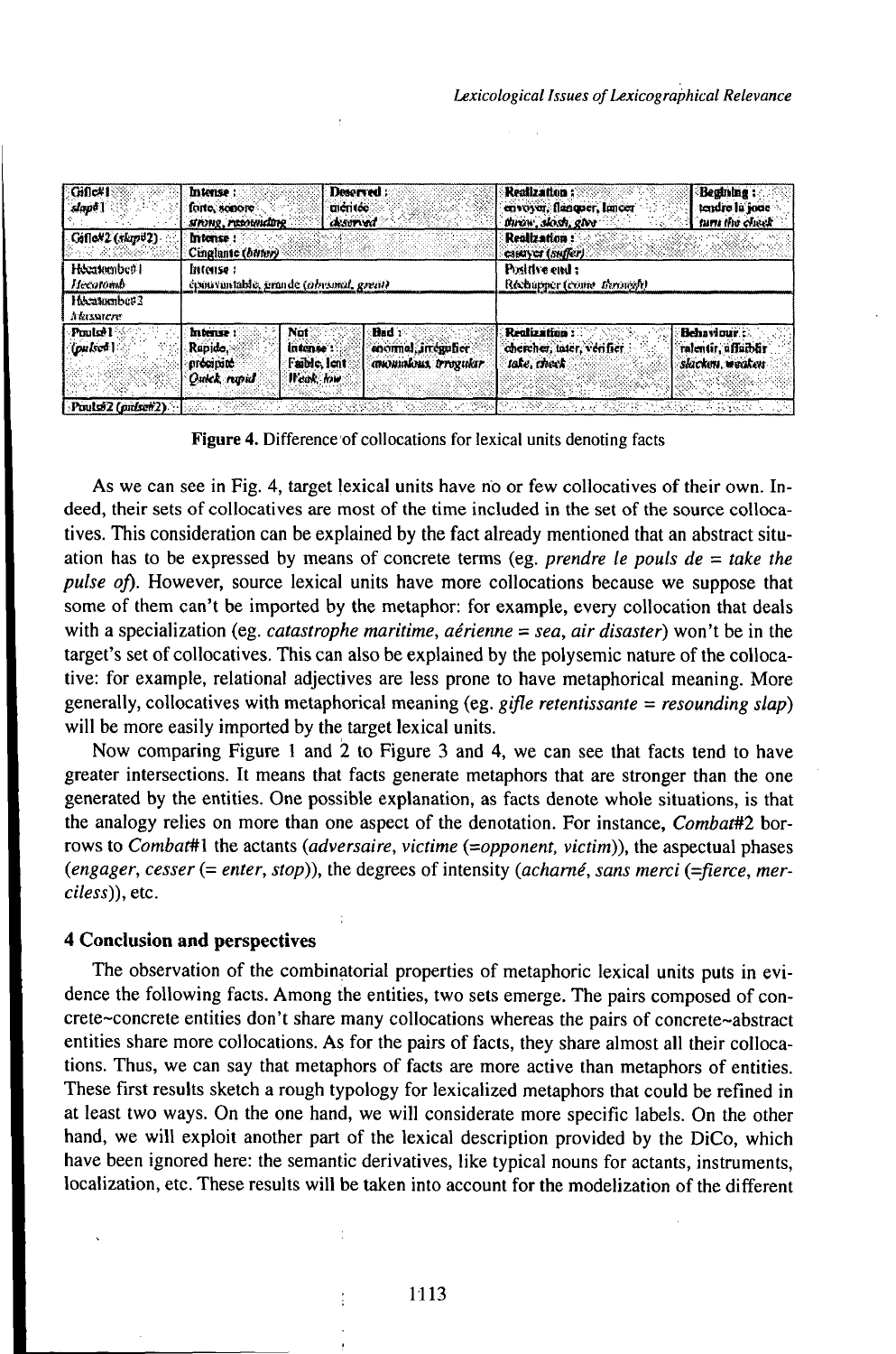| | | | | | |
|---|---|---|---|---|---|
| Gifle#1 *slap#1* | Intense : forte, sonore *strong, resounding* | Deserved : méritée *deserved* | | Realization : envoyer, flanquer, lancer *throw, slosh, give* | Begining : tendre la joue *turn the cheek* |
| Gifle#2 (*slap#2*) | Intense : Cinglante (*bitter*) | | | Realization : essuyer (*suffer*) | |
| Hécatombe#1 *Hecatomb* | Intense : épouvantable, grande (*abysmal, great*) | | | Positive end : Réchapper (*come through*) | |
| Hécatombe#2 *Massacre* | | | | | |
| Pouls#1 (*pulse#1*) | Intense : Rapide, précipité *Quick, rapid* | Not intense : Faible, lent *Weak, low* | Bad : anormal, irrégulier *anomalous, irregular* | Realization : chercher, tâter, vérifier *take, check* | Behaviour : ralentir, affaiblir *slacken, weaken* |
| Pouls#2 (*pulse#2*) | | | | | |

**Figure 4.** Difference of collocations for lexical units denoting facts

As we can see in Fig. 4, target lexical units have no or few collocatives of their own. Indeed, their sets of collocatives are most of the time included in the set of the source collocatives. This consideration can be explained by the fact already mentioned that an abstract situation has to be expressed by means of concrete terms (eg. *prendre le pouls de = take the pulse of*). However, source lexical units have more collocations because we suppose that some of them can't be imported by the metaphor: for example, every collocation that deals with a specialization (eg. *catastrophe maritime, aérienne = sea, air disaster*) won't be in the target's set of collocatives. This can also be explained by the polysemic nature of the collocative: for example, relational adjectives are less prone to have metaphorical meaning. More generally, collocatives with metaphorical meaning (eg. *gifle retentissante = resounding slap*) will be more easily imported by the target lexical units.

Now comparing Figure 1 and 2 to Figure 3 and 4, we can see that facts tend to have greater intersections. It means that facts generate metaphors that are stronger than the one generated by the entities. One possible explanation, as facts denote whole situations, is that the analogy relies on more than one aspect of the denotation. For instance, *Combat*#2 borrows to *Combat*#1 the actants (*adversaire*, *victime* (=*opponent, victim*)), the aspectual phases (*engager*, *cesser* (= *enter, stop*)), the degrees of intensity (*acharné*, *sans merci* (=*fierce, merciless*)), etc.

## 4 Conclusion and perspectives

The observation of the combinatorial properties of metaphoric lexical units puts in evidence the following facts. Among the entities, two sets emerge. The pairs composed of concrete~concrete entities don't share many collocations whereas the pairs of concrete~abstract entities share more collocations. As for the pairs of facts, they share almost all their collocations. Thus, we can say that metaphors of facts are more active than metaphors of entities. These first results sketch a rough typology for lexicalized metaphors that could be refined in at least two ways. On the one hand, we will considerate more specific labels. On the other hand, we will exploit another part of the lexical description provided by the DiCo, which have been ignored here: the semantic derivatives, like typical nouns for actants, instruments, localization, etc. These results will be taken into account for the modelization of the different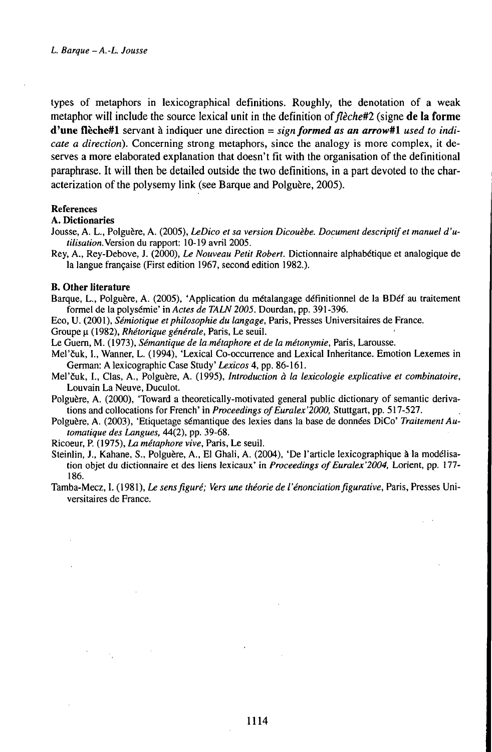types of metaphors in lexicographical definitions. Roughly, the denotation of a weak metaphor will include the source lexical unit in the definition of *flèche*#2 (signe **de la forme d'une flèche#1** servant à indiquer une direction = *sign **formed as an arrow#1** used to indicate a direction*). Concerning strong metaphors, since the analogy is more complex, it deserves a more elaborated explanation that doesn't fit with the organisation of the definitional paraphrase. It will then be detailed outside the two definitions, in a part devoted to the characterization of the polysemy link (see Barque and Polguère, 2005).

## References

### A. Dictionaries

Jousse, A. L., Polguère, A. (2005), *LeDico et sa version Dicouèbe. Document descriptif et manuel d'utilisation.* Version du rapport: 10-19 avril 2005.

Rey, A., Rey-Debove, J. (2000), *Le Nouveau Petit Robert.* Dictionnaire alphabétique et analogique de la langue française (First edition 1967, second edition 1982.).

### B. Other literature

Barque, L., Polguère, A. (2005), 'Application du métalangage définitionnel de la BDéf au traitement formel de la polysémie' in *Actes de TALN 2005.* Dourdan, pp. 391-396.

Eco, U. (2001), *Sémiotique et philosophie du langage*, Paris, Presses Universitaires de France.

Groupe μ (1982), *Rhétorique générale*, Paris, Le seuil.

Le Guern, M. (1973), *Sémantique de la métaphore et de la métonymie*, Paris, Larousse.

Mel'čuk, I., Wanner, L. (1994), 'Lexical Co-occurrence and Lexical Inheritance. Emotion Lexemes in German: A lexicographic Case Study' *Lexicos* 4, pp. 86-161.

Mel'čuk, I., Clas, A., Polguère, A. (1995), *Introduction à la lexicologie explicative et combinatoire*, Louvain La Neuve, Duculot.

Polguère, A. (2000), 'Toward a theoretically-motivated general public dictionary of semantic derivations and collocations for French' in *Proceedings of Euralex'2000*, Stuttgart, pp. 517-527.

Polguère, A. (2003), 'Etiquetage sémantique des lexies dans la base de données DiCo' *Traitement Automatique des Langues*, 44(2), pp. 39-68.

Ricoeur, P. (1975), *La métaphore vive*, Paris, Le seuil.

Steinlin, J., Kahane, S., Polguère, A., El Ghali, A. (2004), 'De l'article lexicographique à la modélisation objet du dictionnaire et des liens lexicaux' in *Proceedings of Euralex'2004*, Lorient, pp. 177-186.

Tamba-Mecz, I. (1981), *Le sens figuré; Vers une théorie de l'énonciation figurative*, Paris, Presses Universitaires de France.